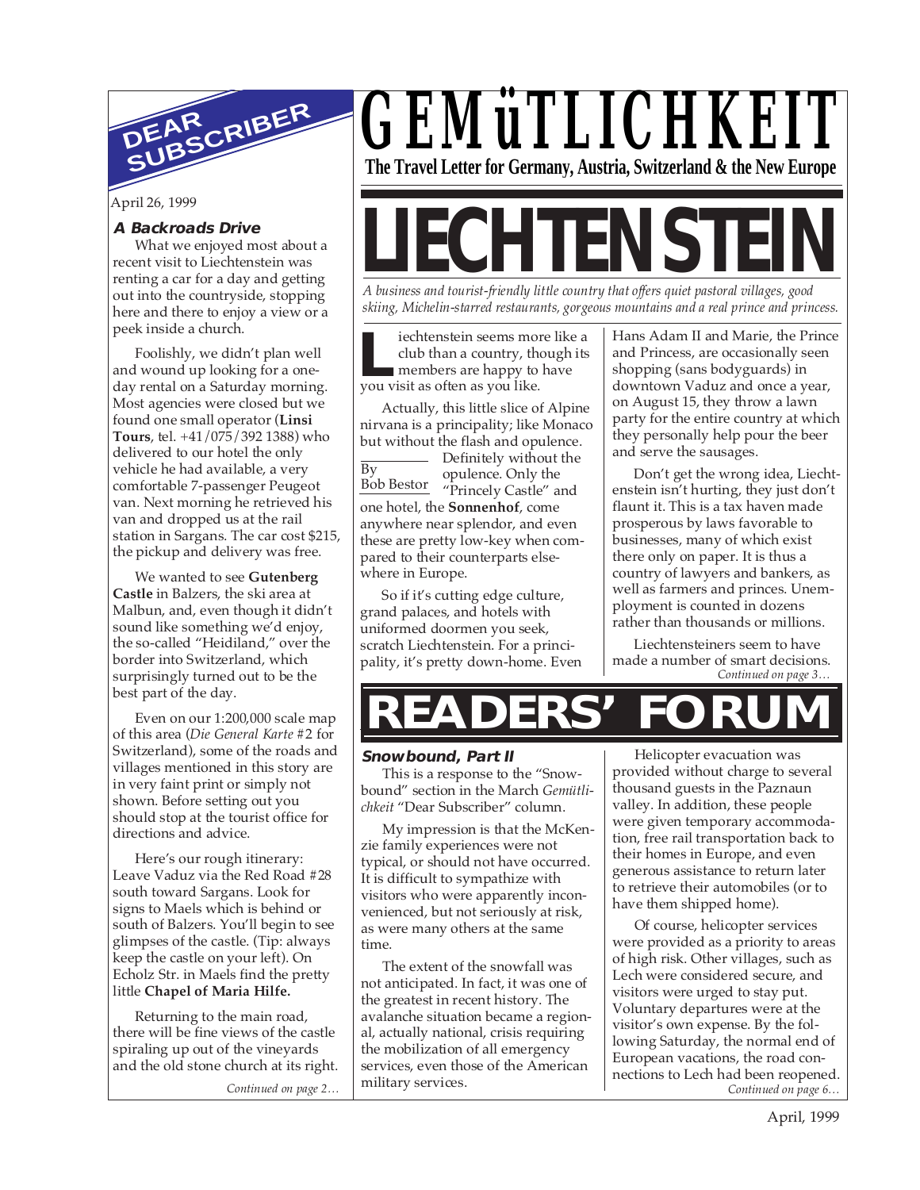# GEMüTLICHKEIT

**The Travel Letter for Germany, Austria, Switzerland & the New Europe**

## DEAR SUBSCRIBER

April 26, 1999

### A Backroads Drive

What we enjoyed most about a recent visit to Liechtenstein was renting a car for a day and getting out into the countryside, stopping here and there to enjoy a view or a peek inside a church.

Foolishly, we didn't plan well and wound up looking for a one-day rental on a Saturday morning. Most agencies were closed but we found one small operator (**Linsi Tours**, tel. +41/075/392 1388) who delivered to our hotel the only vehicle he had available, a very comfortable 7-passenger Peugeot van. Next morning he retrieved his van and dropped us at the rail station in Sargans. The car cost $215, the pickup and delivery was free.

We wanted to see **Gutenberg Castle** in Balzers, the ski area at Malbun, and, even though it didn't sound like something we'd enjoy, the so-called "Heidiland," over the border into Switzerland, which surprisingly turned out to be the best part of the day.

Even on our 1:200,000 scale map of this area (*Die General Karte* #2 for Switzerland), some of the roads and villages mentioned in this story are in very faint print or simply not shown. Before setting out you should stop at the tourist office for directions and advice.

Here's our rough itinerary: Leave Vaduz via the Red Road #28 south toward Sargans. Look for signs to Maels which is behind or south of Balzers. You'll begin to see glimpses of the castle. (Tip: always keep the castle on your left). On Echolz Str. in Maels find the pretty little **Chapel of Maria Hilfe.**

Returning to the main road, there will be fine views of the castle spiraling up out of the vineyards and the old stone church at its right.

*Continued on page 2…*

# LIECHTENSTEIN

*A business and tourist-friendly little country that offers quiet pastoral villages, good skiing, Michelin-starred restaurants, gorgeous mountains and a real prince and princess.*

By Bob Bestor

Liechtenstein seems more like a club than a country, though its members are happy to have you visit as often as you like.

Actually, this little slice of Alpine nirvana is a principality; like Monaco but without the flash and opulence. Definitely without the opulence. Only the "Princely Castle" and one hotel, the **Sonnenhof**, come anywhere near splendor, and even these are pretty low-key when compared to their counterparts elsewhere in Europe.

So if it's cutting edge culture, grand palaces, and hotels with uniformed doormen you seek, scratch Liechtenstein. For a principality, it's pretty down-home. Even Hans Adam II and Marie, the Prince and Princess, are occasionally seen shopping (sans bodyguards) in downtown Vaduz and once a year, on August 15, they throw a lawn party for the entire country at which they personally help pour the beer and serve the sausages.

Don't get the wrong idea, Liechtenstein isn't hurting, they just don't flaunt it. This is a tax haven made prosperous by laws favorable to businesses, many of which exist there only on paper. It is thus a country of lawyers and bankers, as well as farmers and princes. Unemployment is counted in dozens rather than thousands or millions.

Liechtensteiners seem to have made a number of smart decisions.

*Continued on page 3…*

# READERS' FORUM

### Snowbound, Part II

This is a response to the "Snowbound" section in the March *Gemütlichkeit* "Dear Subscriber" column.

My impression is that the McKenzie family experiences were not typical, or should not have occurred. It is difficult to sympathize with visitors who were apparently inconvenienced, but not seriously at risk, as were many others at the same time.

The extent of the snowfall was not anticipated. In fact, it was one of the greatest in recent history. The avalanche situation became a regional, actually national, crisis requiring the mobilization of all emergency services, even those of the American military services.

Helicopter evacuation was provided without charge to several thousand guests in the Paznaun valley. In addition, these people were given temporary accommodation, free rail transportation back to their homes in Europe, and even generous assistance to return later to retrieve their automobiles (or to have them shipped home).

Of course, helicopter services were provided as a priority to areas of high risk. Other villages, such as Lech were considered secure, and visitors were urged to stay put. Voluntary departures were at the visitor's own expense. By the following Saturday, the normal end of European vacations, the road connections to Lech had been reopened.

*Continued on page 6…*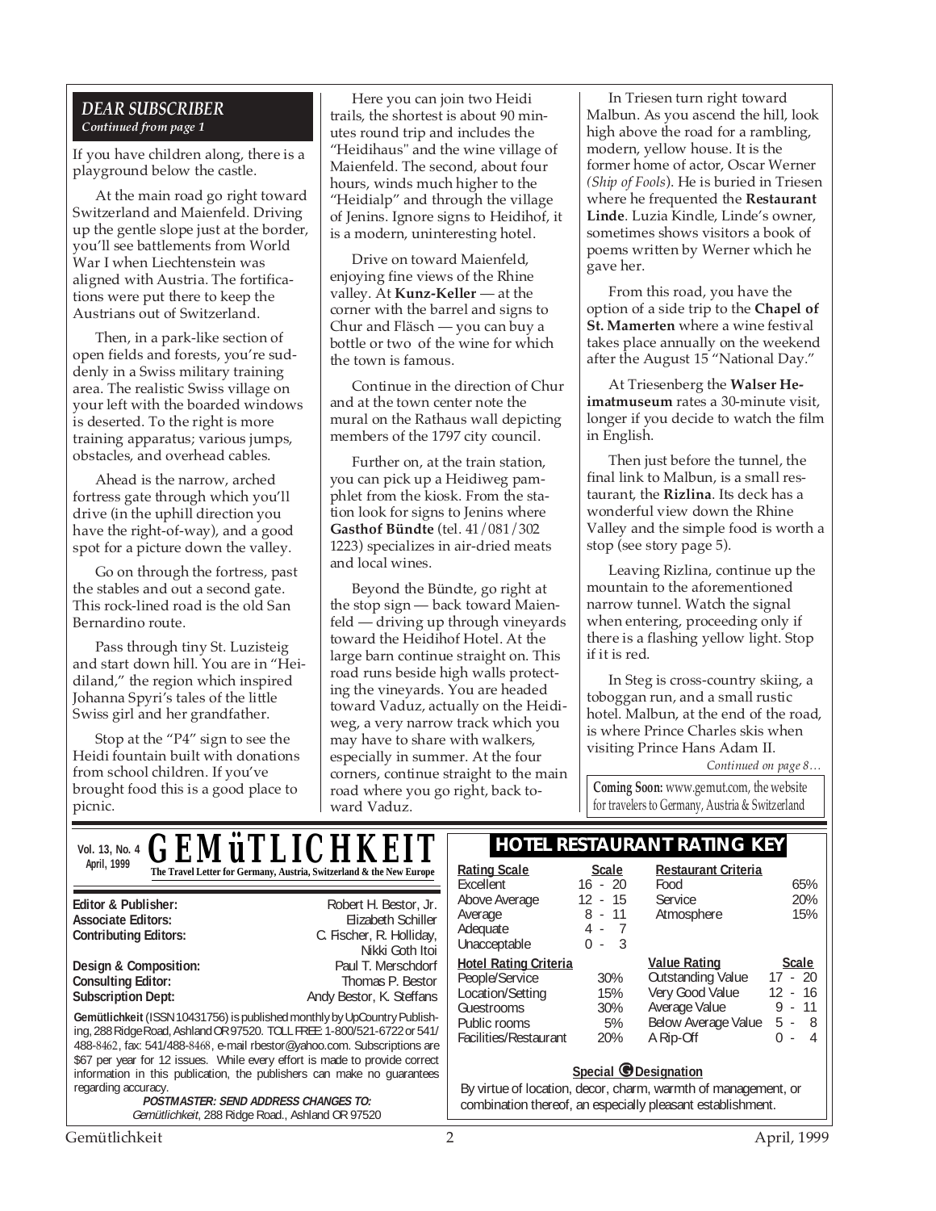## DEAR SUBSCRIBER

*Continued from page 1*

If you have children along, there is a playground below the castle.

At the main road go right toward Switzerland and Maienfeld. Driving up the gentle slope just at the border, you'll see battlements from World War I when Liechtenstein was aligned with Austria. The fortifications were put there to keep the Austrians out of Switzerland.

Then, in a park-like section of open fields and forests, you're suddenly in a Swiss military training area. The realistic Swiss village on your left with the boarded windows is deserted. To the right is more training apparatus; various jumps, obstacles, and overhead cables.

Ahead is the narrow, arched fortress gate through which you'll drive (in the uphill direction you have the right-of-way), and a good spot for a picture down the valley.

Go on through the fortress, past the stables and out a second gate. This rock-lined road is the old San Bernardino route.

Pass through tiny St. Luzisteig and start down hill. You are in "Heidiland," the region which inspired Johanna Spyri's tales of the little Swiss girl and her grandfather.

Stop at the "P4" sign to see the Heidi fountain built with donations from school children. If you've brought food this is a good place to picnic.

Here you can join two Heidi trails, the shortest is about 90 minutes round trip and includes the "Heidihaus" and the wine village of Maienfeld. The second, about four hours, winds much higher to the "Heidialp" and through the village of Jenins. Ignore signs to Heidihof, it is a modern, uninteresting hotel.

Drive on toward Maienfeld, enjoying fine views of the Rhine valley. At **Kunz-Keller** — at the corner with the barrel and signs to Chur and Fläsch — you can buy a bottle or two of the wine for which the town is famous.

Continue in the direction of Chur and at the town center note the mural on the Rathaus wall depicting members of the 1797 city council.

Further on, at the train station, you can pick up a Heidiweg pamphlet from the kiosk. From the station look for signs to Jenins where **Gasthof Bündte** (tel. 41/081/302 1223) specializes in air-dried meats and local wines.

Beyond the Bündte, go right at the stop sign — back toward Maienfeld — driving up through vineyards toward the Heidihof Hotel. At the large barn continue straight on. This road runs beside high walls protecting the vineyards. You are headed toward Vaduz, actually on the Heidiweg, a very narrow track which you may have to share with walkers, especially in summer. At the four corners, continue straight to the main road where you go right, back toward Vaduz.

In Triesen turn right toward Malbun. As you ascend the hill, look high above the road for a rambling, modern, yellow house. It is the former home of actor, Oscar Werner *(Ship of Fools)*. He is buried in Triesen where he frequented the **Restaurant Linde**. Luzia Kindle, Linde's owner, sometimes shows visitors a book of poems written by Werner which he gave her.

From this road, you have the option of a side trip to the **Chapel of St. Mamerten** where a wine festival takes place annually on the weekend after the August 15 "National Day."

At Triesenberg the **Walser Heimatmuseum** rates a 30-minute visit, longer if you decide to watch the film in English.

Then just before the tunnel, the final link to Malbun, is a small restaurant, the **Rizlina**. Its deck has a wonderful view down the Rhine Valley and the simple food is worth a stop (see story page 5).

Leaving Rizlina, continue up the mountain to the aforementioned narrow tunnel. Watch the signal when entering, proceeding only if there is a flashing yellow light. Stop if it is red.

In Steg is cross-country skiing, a toboggan run, and a small rustic hotel. Malbun, at the end of the road, is where Prince Charles skis when visiting Prince Hans Adam II.

*Continued on page 8…*

**Coming Soon:** www.gemut.com, the website for travelers to Germany, Austria & Switzerland

---

# GEMüTLICHKEIT

**Vol. 13, No. 4 — April, 1999**

**The Travel Letter for Germany, Austria, Switzerland & the New Europe**

| | |
|---|---|
| **Editor & Publisher:** | Robert H. Bestor, Jr. |
| **Associate Editors:** | Elizabeth Schiller |
| **Contributing Editors:** | C. Fischer, R. Holliday, Nikki Goth Itoi |
| **Design & Composition:** | Paul T. Merschdorf |
| **Consulting Editor:** | Thomas P. Bestor |
| **Subscription Dept:** | Andy Bestor, K. Steffans |

**Gemütlichkeit** (ISSN 10431756) is published monthly by UpCountry Publishing, 288 Ridge Road, Ashland OR 97520. TOLL FREE: 1-800/521-6722 or 541/488-8462, fax: 541/488-8468, e-mail rbestor@yahoo.com. Subscriptions are $67 per year for 12 issues. While every effort is made to provide correct information in this publication, the publishers can make no guarantees regarding accuracy.

***POSTMASTER: SEND ADDRESS CHANGES TO:***
*Gemütlichkeit*, 288 Ridge Road., Ashland OR 97520

## HOTEL RESTAURANT RATING KEY

| Rating Scale | Scale |
|---|---|
| Excellent | 16 - 20 |
| Above Average | 12 - 15 |
| Average | 8 - 11 |
| Adequate | 4 - 7 |
| Unacceptable | 0 - 3 |

| Restaurant Criteria | |
|---|---|
| Food | 65% |
| Service | 20% |
| Atmosphere | 15% |

| Hotel Rating Criteria | |
|---|---|
| People/Service | 30% |
| Location/Setting | 15% |
| Guestrooms | 30% |
| Public rooms | 5% |
| Facilities/Restaurant | 20% |

| Value Rating | Scale |
|---|---|
| Outstanding Value | 17 - 20 |
| Very Good Value | 12 - 16 |
| Average Value | 9 - 11 |
| Below Average Value | 5 - 8 |
| A Rip-Off | 0 - 4 |

**Special G Designation**

By virtue of location, decor, charm, warmth of management, or combination thereof, an especially pleasant establishment.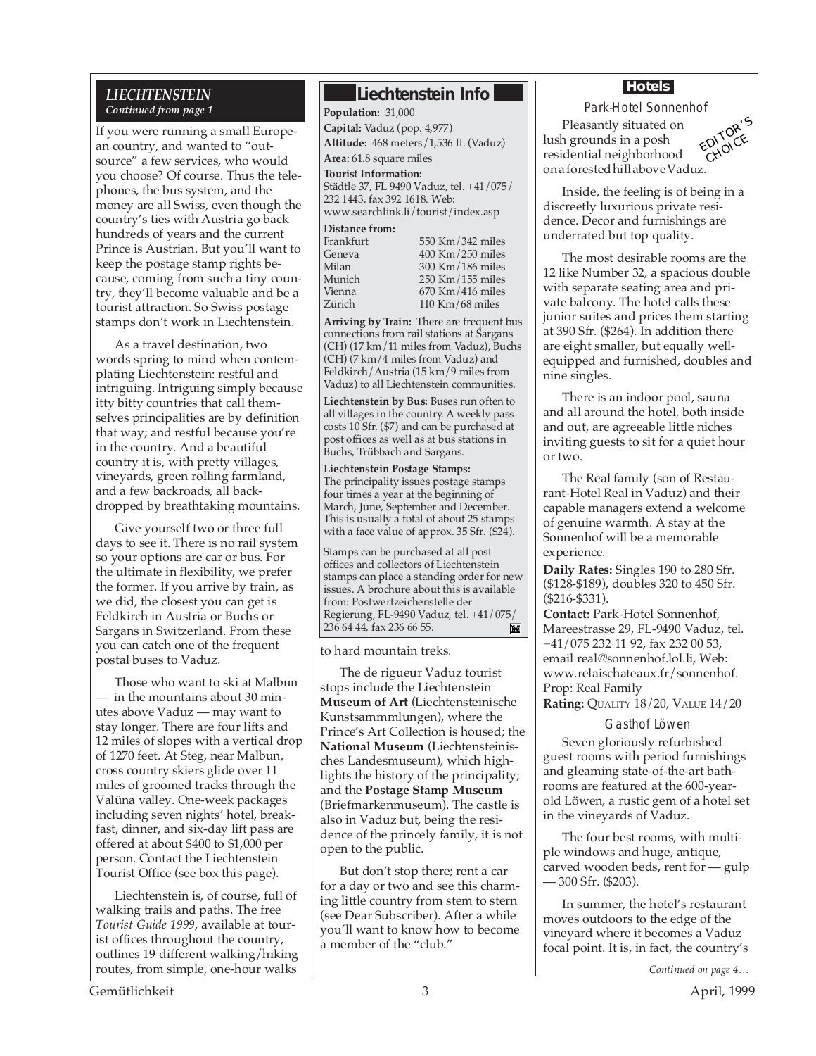## *LIECHTENSTEIN*
*Continued from page 1*

If you were running a small European country, and wanted to "outsource" a few services, who would you choose? Of course. Thus the telephones, the bus system, and the money are all Swiss, even though the country's ties with Austria go back hundreds of years and the current Prince is Austrian. But you'll want to keep the postage stamp rights because, coming from such a tiny country, they'll become valuable and be a tourist attraction. So Swiss postage stamps don't work in Liechtenstein.

As a travel destination, two words spring to mind when contemplating Liechtenstein: restful and intriguing. Intriguing simply because itty bitty countries that call themselves principalities are by definition that way; and restful because you're in the country. And a beautiful country it is, with pretty villages, vineyards, green rolling farmland, and a few backroads, all backdropped by breathtaking mountains.

Give yourself two or three full days to see it. There is no rail system so your options are car or bus. For the ultimate in flexibility, we prefer the former. If you arrive by train, as we did, the closest you can get is Feldkirch in Austria or Buchs or Sargans in Switzerland. From these you can catch one of the frequent postal buses to Vaduz.

Those who want to ski at Malbun — in the mountains about 30 minutes above Vaduz — may want to stay longer. There are four lifts and 12 miles of slopes with a vertical drop of 1270 feet. At Steg, near Malbun, cross country skiers glide over 11 miles of groomed tracks through the Valüna valley. One-week packages including seven nights' hotel, breakfast, dinner, and six-day lift pass are offered at about $400 to $1,000 per person. Contact the Liechtenstein Tourist Office (see box this page).

Liechtenstein is, of course, full of walking trails and paths. The free *Tourist Guide 1999*, available at tourist offices throughout the country, outlines 19 different walking/hiking routes, from simple, one-hour walks to hard mountain treks.

The de rigueur Vaduz tourist stops include the Liechtenstein **Museum of Art** (Liechtensteinische Kunstsammmlungen), where the Prince's Art Collection is housed; the **National Museum** (Liechtensteinisches Landesmuseum), which highlights the history of the principality; and the **Postage Stamp Museum** (Briefmarkenmuseum). The castle is also in Vaduz but, being the residence of the princely family, it is not open to the public.

But don't stop there; rent a car for a day or two and see this charming little country from stem to stern (see Dear Subscriber). After a while you'll want to know how to become a member of the "club."

### Liechtenstein Info

**Population:** 31,000

**Capital:** Vaduz (pop. 4,977)

**Altitude:** 468 meters/1,536 ft. (Vaduz)

**Area:** 61.8 square miles

**Tourist Information:**
Städtle 37, FL 9490 Vaduz, tel. +41/075/232 1443, fax 392 1618. Web: www.searchlink.li/tourist/index.asp

**Distance from:**

| | |
|---|---|
| Frankfurt | 550 Km/342 miles |
| Geneva | 400 Km/250 miles |
| Milan | 300 Km/186 miles |
| Munich | 250 Km/155 miles |
| Vienna | 670 Km/416 miles |
| Zürich | 110 Km/68 miles |

**Arriving by Train:** There are frequent bus connections from rail stations at Sargans (CH) (17 km/11 miles from Vaduz), Buchs (CH) (7 km/4 miles from Vaduz) and Feldkirch/Austria (15 km/9 miles from Vaduz) to all Liechtenstein communities.

**Liechtenstein by Bus:** Buses run often to all villages in the country. A weekly pass costs 10 Sfr. ($7) and can be purchased at post offices as well as at bus stations in Buchs, Trübbach and Sargans.

**Liechtenstein Postage Stamps:**
The principality issues postage stamps four times a year at the beginning of March, June, September and December. This is usually a total of about 25 stamps with a face value of approx. 35 Sfr. ($24).

Stamps can be purchased at all post offices and collectors of Liechtenstein stamps can place a standing order for new issues. A brochure about this is available from: Postwertzeichenstelle der Regierung, FL-9490 Vaduz, tel. +41/075/236 64 44, fax 236 66 55.

### Hotels

#### Park-Hotel Sonnenhof

EDITOR'S CHOICE

Pleasantly situated on lush grounds in a posh residential neighborhood on a forested hill above Vaduz.

Inside, the feeling is of being in a discreetly luxurious private residence. Decor and furnishings are underrated but top quality.

The most desirable rooms are the 12 like Number 32, a spacious double with separate seating area and private balcony. The hotel calls these junior suites and prices them starting at 390 Sfr. ($264). In addition there are eight smaller, but equally well-equipped and furnished, doubles and nine singles.

There is an indoor pool, sauna and all around the hotel, both inside and out, are agreeable little niches inviting guests to sit for a quiet hour or two.

The Real family (son of Restaurant-Hotel Real in Vaduz) and their capable managers extend a welcome of genuine warmth. A stay at the Sonnenhof will be a memorable experience.

**Daily Rates:** Singles 190 to 280 Sfr. ($128-$189), doubles 320 to 450 Sfr. ($216-$331).

**Contact:** Park-Hotel Sonnenhof, Mareestrasse 29, FL-9490 Vaduz, tel. +41/075 232 11 92, fax 232 00 53, email real@sonnenhof.lol.li, Web: www.relaischateaux.fr/sonnenhof. Prop: Real Family

**Rating:** Quality 18/20, Value 14/20

#### Gasthof Löwen

Seven gloriously refurbished guest rooms with period furnishings and gleaming state-of-the-art bathrooms are featured at the 600-year-old Löwen, a rustic gem of a hotel set in the vineyards of Vaduz.

The four best rooms, with multiple windows and huge, antique, carved wooden beds, rent for — gulp — 300 Sfr. ($203).

In summer, the hotel's restaurant moves outdoors to the edge of the vineyard where it becomes a Vaduz focal point. It is, in fact, the country's

*Continued on page 4…*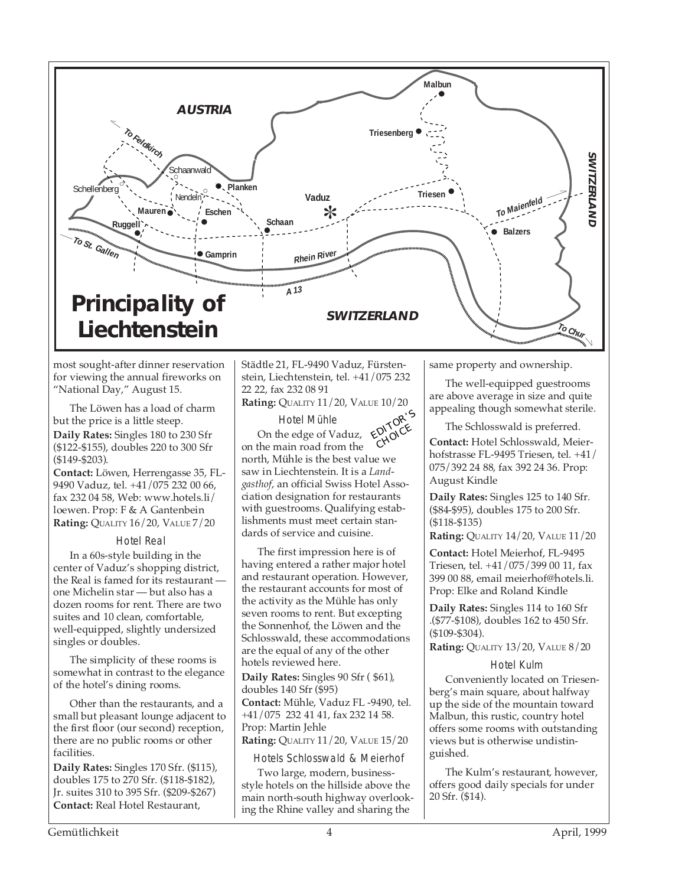## Principality of Liechtenstein

most sought-after dinner reservation for viewing the annual fireworks on "National Day," August 15.

The Löwen has a load of charm but the price is a little steep.

**Daily Rates:** Singles 180 to 230 Sfr ($122-$155), doubles 220 to 300 Sfr ($149-$203).

**Contact:** Löwen, Herrengasse 35, FL-9490 Vaduz, tel. +41/075 232 00 66, fax 232 04 58, Web: www.hotels.li/loewen. Prop: F & A Gantenbein

**Rating:** QUALITY 16/20, VALUE 7/20

### Hotel Real

In a 60s-style building in the center of Vaduz's shopping district, the Real is famed for its restaurant — one Michelin star — but also has a dozen rooms for rent. There are two suites and 10 clean, comfortable, well-equipped, slightly undersized singles or doubles.

The simplicity of these rooms is somewhat in contrast to the elegance of the hotel's dining rooms.

Other than the restaurants, and a small but pleasant lounge adjacent to the first floor (our second) reception, there are no public rooms or other facilities.

**Daily Rates:** Singles 170 Sfr. ($115), doubles 175 to 270 Sfr. ($118-$182), Jr. suites 310 to 395 Sfr. ($209-$267)

**Contact:** Real Hotel Restaurant, Städtle 21, FL-9490 Vaduz, Fürstenstein, Liechtenstein, tel. +41/075 232 22 22, fax 232 08 91

**Rating:** QUALITY 11/20, VALUE 10/20

### Hotel Mühle

EDITOR'S CHOICE

On the edge of Vaduz, on the main road from the north, Mühle is the best value we saw in Liechtenstein. It is a *Landgasthof*, an official Swiss Hotel Association designation for restaurants with guestrooms. Qualifying establishments must meet certain standards of service and cuisine.

The first impression here is of having entered a rather major hotel and restaurant operation. However, the restaurant accounts for most of the activity as the Mühle has only seven rooms to rent. But excepting the Sonnenhof, the Löwen and the Schlosswald, these accommodations are the equal of any of the other hotels reviewed here.

**Daily Rates:** Singles 90 Sfr ( $61), doubles 140 Sfr ($95)

**Contact:** Mühle, Vaduz FL -9490, tel. +41/075 232 41 41, fax 232 14 58. Prop: Martin Jehle

**Rating:** QUALITY 11/20, VALUE 15/20

### Hotels Schlosswald & Meierhof

Two large, modern, business-style hotels on the hillside above the main north-south highway overlooking the Rhine valley and sharing the same property and ownership.

The well-equipped guestrooms are above average in size and quite appealing though somewhat sterile.

The Schlosswald is preferred.

**Contact:** Hotel Schlosswald, Meierhofstrasse FL-9495 Triesen, tel. +41/075/392 24 88, fax 392 24 36. Prop: August Kindle

**Daily Rates:** Singles 125 to 140 Sfr. ($84-$95), doubles 175 to 200 Sfr. ($118-$135)

**Rating:** QUALITY 14/20, VALUE 11/20

**Contact:** Hotel Meierhof, FL-9495 Triesen, tel. +41/075/399 00 11, fax 399 00 88, email meierhof@hotels.li. Prop: Elke and Roland Kindle

**Daily Rates:** Singles 114 to 160 Sfr .($77-$108), doubles 162 to 450 Sfr. ($109-$304).

**Rating:** QUALITY 13/20, VALUE 8/20

### Hotel Kulm

Conveniently located on Triesenberg's main square, about halfway up the side of the mountain toward Malbun, this rustic, country hotel offers some rooms with outstanding views but is otherwise undistinguished.

The Kulm's restaurant, however, offers good daily specials for under 20 Sfr. ($14).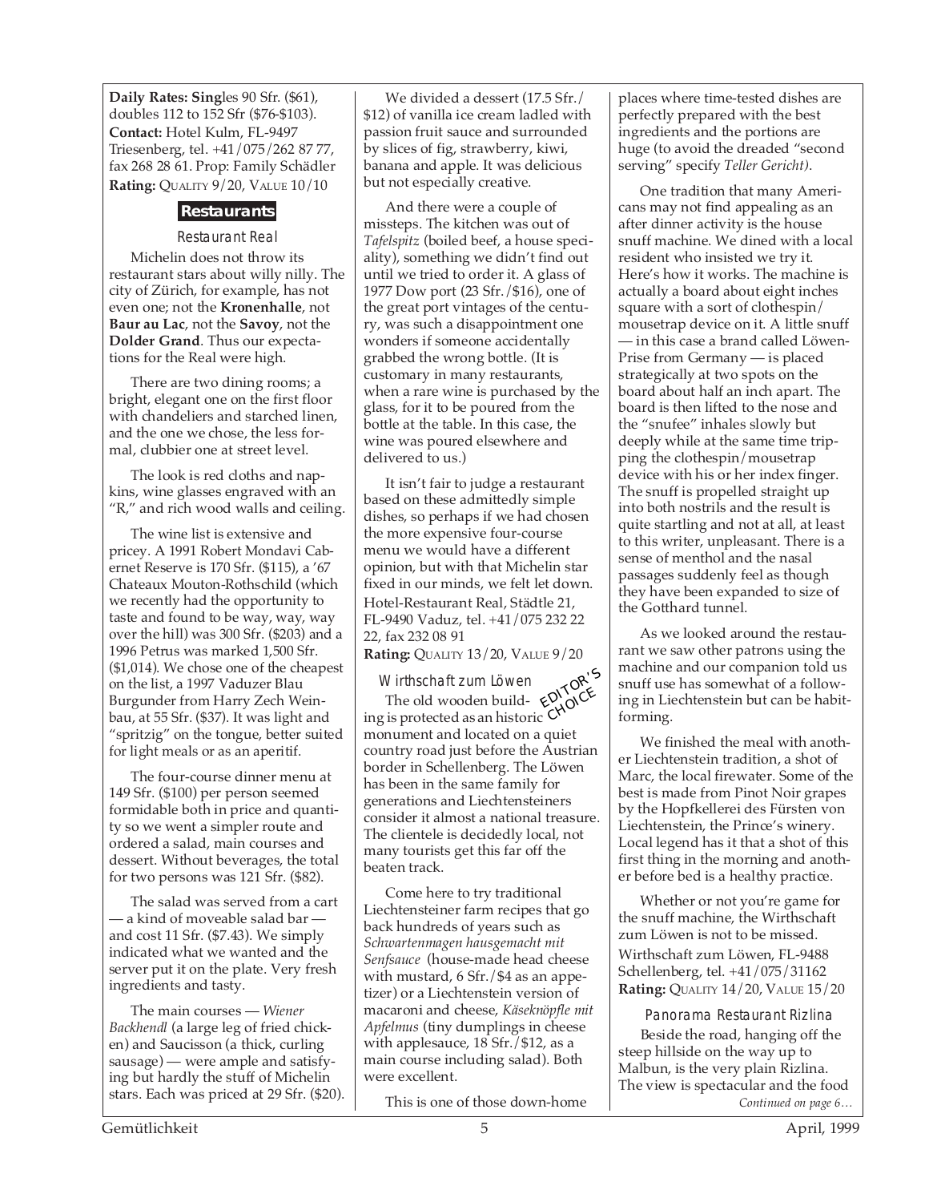**Daily Rates: Sing**les 90 Sfr. ($61), doubles 112 to 152 Sfr ($76-$103).
**Contact:** Hotel Kulm, FL-9497 Triesenberg, tel. +41/075/262 87 77, fax 268 28 61. Prop: Family Schädler
**Rating:** QUALITY 9/20, VALUE 10/10

## Restaurants

### Restaurant Real

Michelin does not throw its restaurant stars about willy nilly. The city of Zürich, for example, has not even one; not the **Kronenhalle**, not **Baur au Lac**, not the **Savoy**, not the **Dolder Grand**. Thus our expectations for the Real were high.

There are two dining rooms; a bright, elegant one on the first floor with chandeliers and starched linen, and the one we chose, the less formal, clubbier one at street level.

The look is red cloths and napkins, wine glasses engraved with an "R," and rich wood walls and ceiling.

The wine list is extensive and pricey. A 1991 Robert Mondavi Cabernet Reserve is 170 Sfr. ($115), a '67 Chateaux Mouton-Rothschild (which we recently had the opportunity to taste and found to be way, way, way over the hill) was 300 Sfr. ($203) and a 1996 Petrus was marked 1,500 Sfr. ($1,014). We chose one of the cheapest on the list, a 1997 Vaduzer Blau Burgunder from Harry Zech Weinbau, at 55 Sfr. ($37). It was light and "spritzig" on the tongue, better suited for light meals or as an aperitif.

The four-course dinner menu at 149 Sfr. ($100) per person seemed formidable both in price and quantity so we went a simpler route and ordered a salad, main courses and dessert. Without beverages, the total for two persons was 121 Sfr. ($82).

The salad was served from a cart — a kind of moveable salad bar — and cost 11 Sfr. ($7.43). We simply indicated what we wanted and the server put it on the plate. Very fresh ingredients and tasty.

The main courses — *Wiener Backhendl* (a large leg of fried chicken) and Saucisson (a thick, curling sausage) — were ample and satisfying but hardly the stuff of Michelin stars. Each was priced at 29 Sfr. ($20).

We divided a dessert (17.5 Sfr./ $12) of vanilla ice cream ladled with passion fruit sauce and surrounded by slices of fig, strawberry, kiwi, banana and apple. It was delicious but not especially creative.

And there were a couple of missteps. The kitchen was out of *Tafelspitz* (boiled beef, a house speciality), something we didn't find out until we tried to order it. A glass of 1977 Dow port (23 Sfr./$16), one of the great port vintages of the century, was such a disappointment one wonders if someone accidentally grabbed the wrong bottle. (It is customary in many restaurants, when a rare wine is purchased by the glass, for it to be poured from the bottle at the table. In this case, the wine was poured elsewhere and delivered to us.)

It isn't fair to judge a restaurant based on these admittedly simple dishes, so perhaps if we had chosen the more expensive four-course menu we would have a different opinion, but with that Michelin star fixed in our minds, we felt let down.

Hotel-Restaurant Real, Städtle 21, FL-9490 Vaduz, tel. +41/075 232 22 22, fax 232 08 91
**Rating:** QUALITY 13/20, VALUE 9/20

### Wirthschaft zum Löwen

EDITOR'S CHOICE

The old wooden building is protected as an historic monument and located on a quiet country road just before the Austrian border in Schellenberg. The Löwen has been in the same family for generations and Liechtensteiners consider it almost a national treasure. The clientele is decidedly local, not many tourists get this far off the beaten track.

Come here to try traditional Liechtensteiner farm recipes that go back hundreds of years such as *Schwartenmagen hausgemacht mit Senfsauce* (house-made head cheese with mustard, 6 Sfr./$4 as an appetizer) or a Liechtenstein version of macaroni and cheese, *Käseknöpfle mit Apfelmus* (tiny dumplings in cheese with applesauce, 18 Sfr./$12, as a main course including salad). Both were excellent.

This is one of those down-home places where time-tested dishes are perfectly prepared with the best ingredients and the portions are huge (to avoid the dreaded "second serving" specify *Teller Gericht)*.

One tradition that many Americans may not find appealing as an after dinner activity is the house snuff machine. We dined with a local resident who insisted we try it. Here's how it works. The machine is actually a board about eight inches square with a sort of clothespin/ mousetrap device on it. A little snuff — in this case a brand called Löwen-Prise from Germany — is placed strategically at two spots on the board about half an inch apart. The board is then lifted to the nose and the "snufee" inhales slowly but deeply while at the same time tripping the clothespin/mousetrap device with his or her index finger. The snuff is propelled straight up into both nostrils and the result is quite startling and not at all, at least to this writer, unpleasant. There is a sense of menthol and the nasal passages suddenly feel as though they have been expanded to size of the Gotthard tunnel.

As we looked around the restaurant we saw other patrons using the machine and our companion told us snuff use has somewhat of a following in Liechtenstein but can be habit-forming.

We finished the meal with another Liechtenstein tradition, a shot of Marc, the local firewater. Some of the best is made from Pinot Noir grapes by the Hopfkellerei des Fürsten von Liechtenstein, the Prince's winery. Local legend has it that a shot of this first thing in the morning and another before bed is a healthy practice.

Whether or not you're game for the snuff machine, the Wirthschaft zum Löwen is not to be missed.

Wirthschaft zum Löwen, FL-9488 Schellenberg, tel. +41/075/31162
**Rating:** QUALITY 14/20, VALUE 15/20

### Panorama Restaurant Rizlina

Beside the road, hanging off the steep hillside on the way up to Malbun, is the very plain Rizlina. The view is spectacular and the food

*Continued on page 6…*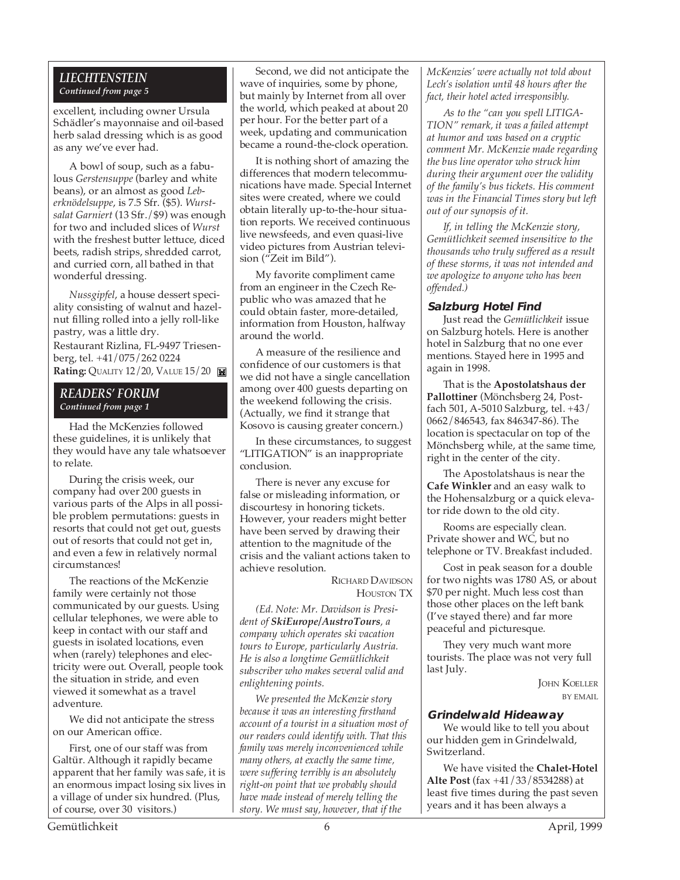## *LIECHTENSTEIN*
*Continued from page 5*

excellent, including owner Ursula Schädler's mayonnaise and oil-based herb salad dressing which is as good as any we've ever had.

A bowl of soup, such as a fabulous *Gerstensuppe* (barley and white beans), or an almost as good *Leberknödelsuppe*, is 7.5 Sfr. ($5). *Wurstsalat Garniert* (13 Sfr./$9) was enough for two and included slices of *Wurst* with the freshest butter lettuce, diced beets, radish strips, shredded carrot, and curried corn, all bathed in that wonderful dressing.

*Nussgipfel*, a house dessert speciality consisting of walnut and hazelnut filling rolled into a jelly roll-like pastry, was a little dry.

Restaurant Rizlina, FL-9497 Triesenberg, tel. +41/075/262 0224

**Rating:** QUALITY 12/20, VALUE 15/20

## *READERS' FORUM*
*Continued from page 1*

Had the McKenzies followed these guidelines, it is unlikely that they would have any tale whatsoever to relate.

During the crisis week, our company had over 200 guests in various parts of the Alps in all possible problem permutations: guests in resorts that could not get out, guests out of resorts that could not get in, and even a few in relatively normal circumstances!

The reactions of the McKenzie family were certainly not those communicated by our guests. Using cellular telephones, we were able to keep in contact with our staff and guests in isolated locations, even when (rarely) telephones and electricity were out. Overall, people took the situation in stride, and even viewed it somewhat as a travel adventure.

We did not anticipate the stress on our American office.

First, one of our staff was from Galtür. Although it rapidly became apparent that her family was safe, it is an enormous impact losing six lives in a village of under six hundred. (Plus, of course, over 30 visitors.)

Second, we did not anticipate the wave of inquiries, some by phone, but mainly by Internet from all over the world, which peaked at about 20 per hour. For the better part of a week, updating and communication became a round-the-clock operation.

It is nothing short of amazing the differences that modern telecommunications have made. Special Internet sites were created, where we could obtain literally up-to-the-hour situation reports. We received continuous live newsfeeds, and even quasi-live video pictures from Austrian television ("Zeit im Bild").

My favorite compliment came from an engineer in the Czech Republic who was amazed that he could obtain faster, more-detailed, information from Houston, halfway around the world.

A measure of the resilience and confidence of our customers is that we did not have a single cancellation among over 400 guests departing on the weekend following the crisis. (Actually, we find it strange that Kosovo is causing greater concern.)

In these circumstances, to suggest "LITIGATION" is an inappropriate conclusion.

There is never any excuse for false or misleading information, or discourtesy in honoring tickets. However, your readers might better have been served by drawing their attention to the magnitude of the crisis and the valiant actions taken to achieve resolution.

RICHARD DAVIDSON
HOUSTON TX

*(Ed. Note: Mr. Davidson is President of **SkiEurope/AustroTours**, a company which operates ski vacation tours to Europe, particularly Austria. He is also a longtime Gemütlichkeit subscriber who makes several valid and enlightening points.*

*We presented the McKenzie story because it was an interesting firsthand account of a tourist in a situation most of our readers could identify with. That this family was merely inconvenienced while many others, at exactly the same time, were suffering terribly is an absolutely right-on point that we probably should have made instead of merely telling the story. We must say, however, that if the McKenzies' were actually not told about Lech's isolation until 48 hours after the fact, their hotel acted irresponsibly.*

*As to the "can you spell LITIGATION" remark, it was a failed attempt at humor and was based on a cryptic comment Mr. McKenzie made regarding the bus line operator who struck him during their argument over the validity of the family's bus tickets. His comment was in the Financial Times story but left out of our synopsis of it.*

*If, in telling the McKenzie story, Gemütlichkeit seemed insensitive to the thousands who truly suffered as a result of these storms, it was not intended and we apologize to anyone who has been offended.)*

### Salzburg Hotel Find

Just read the *Gemütlichkeit* issue on Salzburg hotels. Here is another hotel in Salzburg that no one ever mentions. Stayed here in 1995 and again in 1998.

That is the **Apostolatshaus der Pallottiner** (Mönchsberg 24, Postfach 501, A-5010 Salzburg, tel. +43/0662/846543, fax 846347-86). The location is spectacular on top of the Mönchsberg while, at the same time, right in the center of the city.

The Apostolatshaus is near the **Cafe Winkler** and an easy walk to the Hohensalzburg or a quick elevator ride down to the old city.

Rooms are especially clean. Private shower and WC, but no telephone or TV. Breakfast included.

Cost in peak season for a double for two nights was 1780 AS, or about $70 per night. Much less cost than those other places on the left bank (I've stayed there) and far more peaceful and picturesque.

They very much want more tourists. The place was not very full last July.

JOHN KOELLER
BY EMAIL

### Grindelwald Hideaway

We would like to tell you about our hidden gem in Grindelwald, Switzerland.

We have visited the **Chalet-Hotel Alte Post** (fax +41/33/8534288) at least five times during the past seven years and it has been always a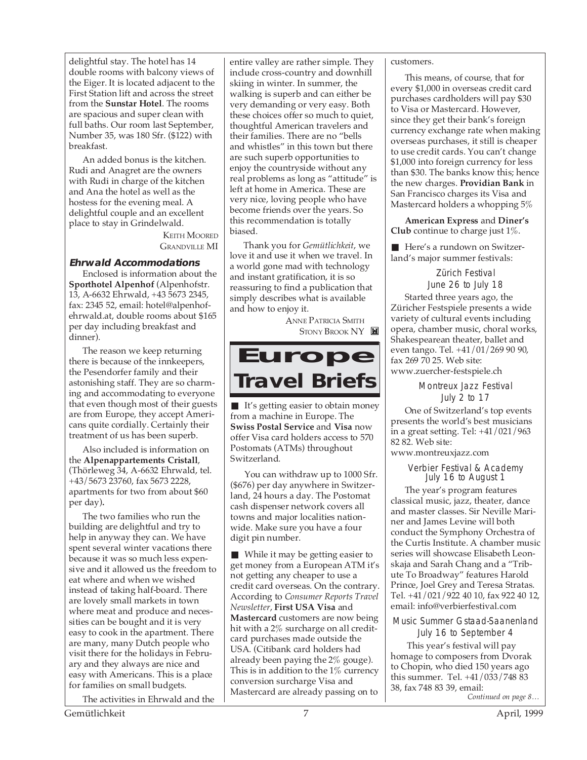delightful stay. The hotel has 14 double rooms with balcony views of the Eiger. It is located adjacent to the First Station lift and across the street from the **Sunstar Hotel**. The rooms are spacious and super clean with full baths. Our room last September, Number 35, was 180 Sfr. ($122) with breakfast.

An added bonus is the kitchen. Rudi and Anagret are the owners with Rudi in charge of the kitchen and Ana the hotel as well as the hostess for the evening meal. A delightful couple and an excellent place to stay in Grindelwald.

KEITH MOORED
GRANDVILLE MI

### Ehrwald Accommodations

Enclosed is information about the **Sporthotel Alpenhof** (Alpenhofstr. 13, A-6632 Ehrwald, +43 5673 2345, fax: 2345 52, email: hotel@alpenhof-ehrwald.at, double rooms about $165 per day including breakfast and dinner).

The reason we keep returning there is because of the innkeepers, the Pesendorfer family and their astonishing staff. They are so charming and accommodating to everyone that even though most of their guests are from Europe, they accept Americans quite cordially. Certainly their treatment of us has been superb.

Also included is information on the **Alpenappartements Cristall**, (Thörleweg 34, A-6632 Ehrwald, tel. +43/5673 23760, fax 5673 2228, apartments for two from about $60 per day).

The two families who run the building are delightful and try to help in anyway they can. We have spent several winter vacations there because it was so much less expensive and it allowed us the freedom to eat where and when we wished instead of taking half-board. There are lovely small markets in town where meat and produce and necessities can be bought and it is very easy to cook in the apartment. There are many, many Dutch people who visit there for the holidays in February and they always are nice and easy with Americans. This is a place for families on small budgets.

The activities in Ehrwald and the entire valley are rather simple. They include cross-country and downhill skiing in winter. In summer, the walking is superb and can either be very demanding or very easy. Both these choices offer so much to quiet, thoughtful American travelers and their families. There are no "bells and whistles" in this town but there are such superb opportunities to enjoy the countryside without any real problems as long as "attitude" is left at home in America. These are very nice, loving people who have become friends over the years. So this recommendation is totally biased.

Thank you for *Gemütlichkeit*, we love it and use it when we travel. In a world gone mad with technology and instant gratification, it is so reassuring to find a publication that simply describes what is available and how to enjoy it.

ANNE PATRICIA SMITH
STONY BROOK NY

## Europe Travel Briefs

■ It's getting easier to obtain money from a machine in Europe. The **Swiss Postal Service** and **Visa** now offer Visa card holders access to 570 Postomats (ATMs) throughout Switzerland.

You can withdraw up to 1000 Sfr. ($676) per day anywhere in Switzerland, 24 hours a day. The Postomat cash dispenser network covers all towns and major localities nationwide. Make sure you have a four digit pin number.

■ While it may be getting easier to get money from a European ATM it's not getting any cheaper to use a credit card overseas. On the contrary. According to *Consumer Reports Travel Newsletter*, **First USA Visa** and **Mastercard** customers are now being hit with a 2% surcharge on all credit-card purchases made outside the USA. (Citibank card holders had already been paying the 2% gouge). This is in addition to the 1% currency conversion surcharge Visa and Mastercard are already passing on to customers.

This means, of course, that for every $1,000 in overseas credit card purchases cardholders will pay $30 to Visa or Mastercard. However, since they get their bank's foreign currency exchange rate when making overseas purchases, it still is cheaper to use credit cards. You can't change $1,000 into foreign currency for less than $30. The banks know this; hence the new charges. **Providian Bank** in San Francisco charges its Visa and Mastercard holders a whopping 5%

**American Express** and **Diner's Club** continue to charge just 1%.

■ Here's a rundown on Switzerland's major summer festivals:

#### Zürich Festival
#### June 26 to July 18

Started three years ago, the Züricher Festspiele presents a wide variety of cultural events including opera, chamber music, choral works, Shakespearean theater, ballet and even tango. Tel. +41/01/269 90 90, fax 269 70 25. Web site: www.zuercher-festspiele.ch

#### Montreux Jazz Festival
#### July 2 to 17

One of Switzerland's top events presents the world's best musicians in a great setting. Tel: +41/021/963 82 82. Web site: www.montreuxjazz.com

#### Verbier Festival & Academy
#### July 16 to August 1

The year's program features classical music, jazz, theater, dance and master classes. Sir Neville Mariner and James Levine will both conduct the Symphony Orchestra of the Curtis Institute. A chamber music series will showcase Elisabeth Leonskaja and Sarah Chang and a "Tribute To Broadway" features Harold Prince, Joel Grey and Teresa Stratas. Tel. +41/021/922 40 10, fax 922 40 12, email: info@verbierfestival.com

#### Music Summer Gstaad-Saanenland
#### July 16 to September 4

This year's festival will pay homage to composers from Dvorak to Chopin, who died 150 years ago this summer. Tel. +41/033/748 83 38, fax 748 83 39, email:

*Continued on page 8…*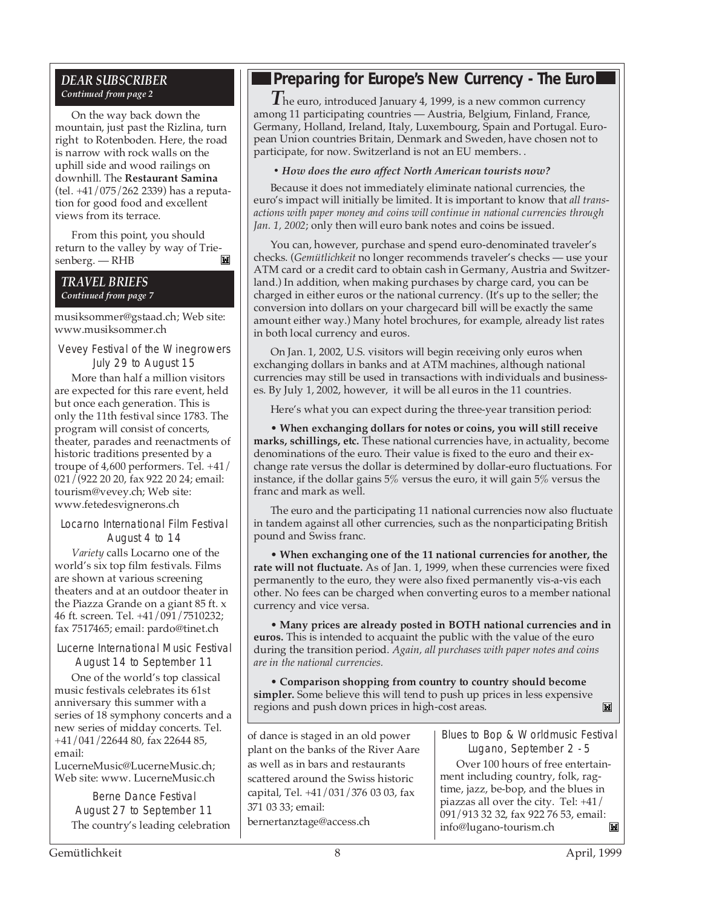## DEAR SUBSCRIBER
*Continued from page 2*

On the way back down the mountain, just past the Rizlina, turn right to Rotenboden. Here, the road is narrow with rock walls on the uphill side and wood railings on downhill. The **Restaurant Samina** (tel. +41/075/262 2339) has a reputation for good food and excellent views from its terrace.

From this point, you should return to the valley by way of Triesenberg. — RHB

## TRAVEL BRIEFS
*Continued from page 7*

musiksommer@gstaad.ch; Web site: www.musiksommer.ch

### Vevey Festival of the Winegrowers July 29 to August 15

More than half a million visitors are expected for this rare event, held but once each generation. This is only the 11th festival since 1783. The program will consist of concerts, theater, parades and reenactments of historic traditions presented by a troupe of 4,600 performers. Tel. +41/021/(922 20 20, fax 922 20 24; email: tourism@vevey.ch; Web site: www.fetedesvignerons.ch

### Locarno International Film Festival August 4 to 14

*Variety* calls Locarno one of the world's six top film festivals. Films are shown at various screening theaters and at an outdoor theater in the Piazza Grande on a giant 85 ft. x 46 ft. screen. Tel. +41/091/7510232; fax 7517465; email: pardo@tinet.ch

### Lucerne International Music Festival August 14 to September 11

One of the world's top classical music festivals celebrates its 61st anniversary this summer with a series of 18 symphony concerts and a new series of midday concerts. Tel. +41/041/22644 80, fax 22644 85, email: LucerneMusic@LucerneMusic.ch; Web site: www. LucerneMusic.ch

### Berne Dance Festival August 27 to September 11

The country's leading celebration of dance is staged in an old power plant on the banks of the River Aare as well as in bars and restaurants scattered around the Swiss historic capital, Tel. +41/031/376 03 03, fax 371 03 33; email: bernertanztage@access.ch

### Blues to Bop & Worldmusic Festival Lugano, September 2 - 5

Over 100 hours of free entertainment including country, folk, ragtime, jazz, be-bop, and the blues in piazzas all over the city. Tel: +41/091/913 32 32, fax 922 76 53, email: info@lugano-tourism.ch

## Preparing for Europe's New Currency - The Euro

The euro, introduced January 4, 1999, is a new common currency among 11 participating countries — Austria, Belgium, Finland, France, Germany, Holland, Ireland, Italy, Luxembourg, Spain and Portugal. European Union countries Britain, Denmark and Sweden, have chosen not to participate, for now. Switzerland is not an EU members. .

***• How does the euro affect North American tourists now?***

Because it does not immediately eliminate national currencies, the euro's impact will initially be limited. It is important to know that *all transactions with paper money and coins will continue in national currencies through Jan. 1, 2002*; only then will euro bank notes and coins be issued.

You can, however, purchase and spend euro-denominated traveler's checks. (*Gemütlichkeit* no longer recommends traveler's checks — use your ATM card or a credit card to obtain cash in Germany, Austria and Switzerland.) In addition, when making purchases by charge card, you can be charged in either euros or the national currency. (It's up to the seller; the conversion into dollars on your chargecard bill will be exactly the same amount either way.) Many hotel brochures, for example, already list rates in both local currency and euros.

On Jan. 1, 2002, U.S. visitors will begin receiving only euros when exchanging dollars in banks and at ATM machines, although national currencies may still be used in transactions with individuals and businesses. By July 1, 2002, however, it will be all euros in the 11 countries.

Here's what you can expect during the three-year transition period:

**• When exchanging dollars for notes or coins, you will still receive marks, schillings, etc.** These national currencies have, in actuality, become denominations of the euro. Their value is fixed to the euro and their exchange rate versus the dollar is determined by dollar-euro fluctuations. For instance, if the dollar gains 5% versus the euro, it will gain 5% versus the franc and mark as well.

The euro and the participating 11 national currencies now also fluctuate in tandem against all other currencies, such as the nonparticipating British pound and Swiss franc.

**• When exchanging one of the 11 national currencies for another, the rate will not fluctuate.** As of Jan. 1, 1999, when these currencies were fixed permanently to the euro, they were also fixed permanently vis-a-vis each other. No fees can be charged when converting euros to a member national currency and vice versa.

**• Many prices are already posted in BOTH national currencies and in euros.** This is intended to acquaint the public with the value of the euro during the transition period. *Again, all purchases with paper notes and coins are in the national currencies.*

**• Comparison shopping from country to country should become simpler.** Some believe this will tend to push up prices in less expensive regions and push down prices in high-cost areas.